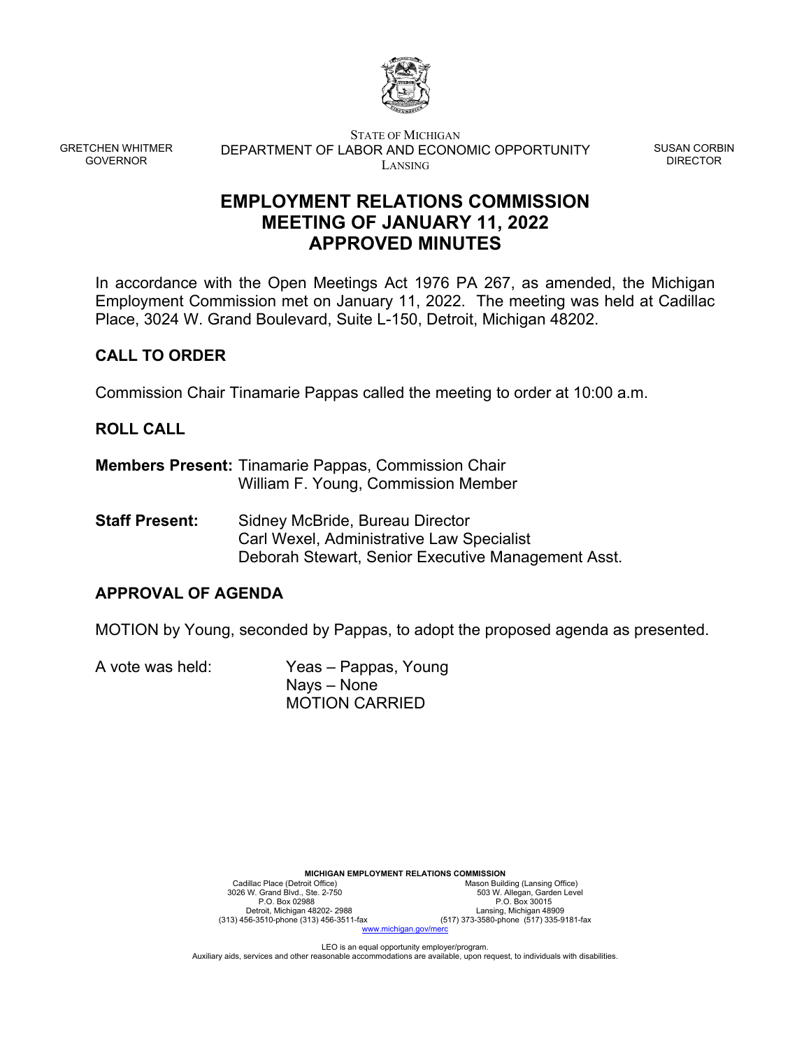GRETCHEN WHITMER
GOVERNOR

STATE OF MICHIGAN
DEPARTMENT OF LABOR AND ECONOMIC OPPORTUNITY
LANSING

SUSAN CORBIN
DIRECTOR

# EMPLOYMENT RELATIONS COMMISSION
# MEETING OF JANUARY 11, 2022
# APPROVED MINUTES

In accordance with the Open Meetings Act 1976 PA 267, as amended, the Michigan Employment Commission met on January 11, 2022. The meeting was held at Cadillac Place, 3024 W. Grand Boulevard, Suite L-150, Detroit, Michigan 48202.

## CALL TO ORDER

Commission Chair Tinamarie Pappas called the meeting to order at 10:00 a.m.

## ROLL CALL

**Members Present:** Tinamarie Pappas, Commission Chair
William F. Young, Commission Member

**Staff Present:** Sidney McBride, Bureau Director
Carl Wexel, Administrative Law Specialist
Deborah Stewart, Senior Executive Management Asst.

## APPROVAL OF AGENDA

MOTION by Young, seconded by Pappas, to adopt the proposed agenda as presented.

A vote was held: Yeas – Pappas, Young
Nays – None
MOTION CARRIED

**MICHIGAN EMPLOYMENT RELATIONS COMMISSION**

Cadillac Place (Detroit Office)
3026 W. Grand Blvd., Ste. 2-750
P.O. Box 02988
Detroit, Michigan 48202- 2988
(313) 456-3510-phone (313) 456-3511-fax

Mason Building (Lansing Office)
503 W. Allegan, Garden Level
P.O. Box 30015
Lansing, Michigan 48909
(517) 373-3580-phone (517) 335-9181-fax

www.michigan.gov/merc

LEO is an equal opportunity employer/program.
Auxiliary aids, services and other reasonable accommodations are available, upon request, to individuals with disabilities.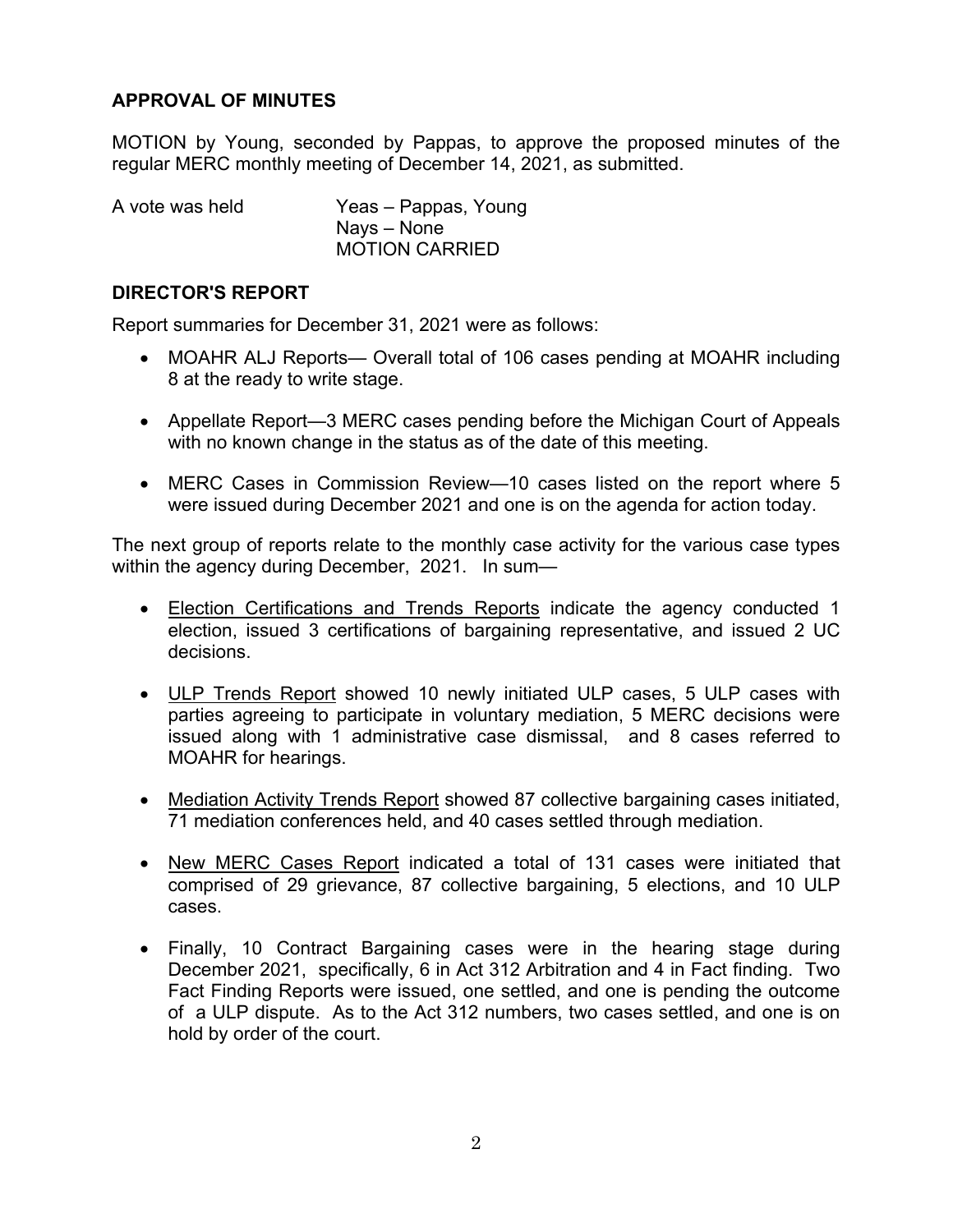**APPROVAL OF MINUTES**

MOTION by Young, seconded by Pappas, to approve the proposed minutes of the regular MERC monthly meeting of December 14, 2021, as submitted.

A vote was held    Yeas – Pappas, Young
                   Nays – None
                   MOTION CARRIED

**DIRECTOR'S REPORT**

Report summaries for December 31, 2021 were as follows:

- MOAHR ALJ Reports— Overall total of 106 cases pending at MOAHR including 8 at the ready to write stage.
- Appellate Report—3 MERC cases pending before the Michigan Court of Appeals with no known change in the status as of the date of this meeting.
- MERC Cases in Commission Review—10 cases listed on the report where 5 were issued during December 2021 and one is on the agenda for action today.

The next group of reports relate to the monthly case activity for the various case types within the agency during December, 2021. In sum—

- <u>Election Certifications and Trends Reports</u> indicate the agency conducted 1 election, issued 3 certifications of bargaining representative, and issued 2 UC decisions.
- <u>ULP Trends Report</u> showed 10 newly initiated ULP cases, 5 ULP cases with parties agreeing to participate in voluntary mediation, 5 MERC decisions were issued along with 1 administrative case dismissal, and 8 cases referred to MOAHR for hearings.
- <u>Mediation Activity Trends Report</u> showed 87 collective bargaining cases initiated, 71 mediation conferences held, and 40 cases settled through mediation.
- <u>New MERC Cases Report</u> indicated a total of 131 cases were initiated that comprised of 29 grievance, 87 collective bargaining, 5 elections, and 10 ULP cases.
- Finally, 10 Contract Bargaining cases were in the hearing stage during December 2021, specifically, 6 in Act 312 Arbitration and 4 in Fact finding. Two Fact Finding Reports were issued, one settled, and one is pending the outcome of a ULP dispute. As to the Act 312 numbers, two cases settled, and one is on hold by order of the court.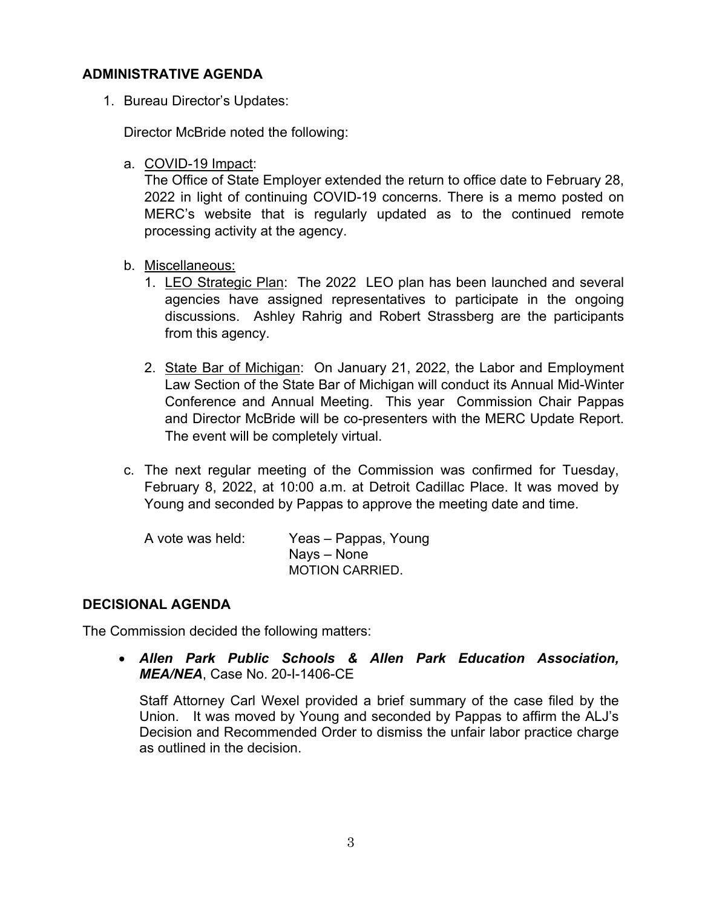## ADMINISTRATIVE AGENDA

1. Bureau Director's Updates:

   Director McBride noted the following:

   a. COVID-19 Impact:
      The Office of State Employer extended the return to office date to February 28, 2022 in light of continuing COVID-19 concerns. There is a memo posted on MERC's website that is regularly updated as to the continued remote processing activity at the agency.

   b. Miscellaneous:
      1. LEO Strategic Plan: The 2022 LEO plan has been launched and several agencies have assigned representatives to participate in the ongoing discussions. Ashley Rahrig and Robert Strassberg are the participants from this agency.

      2. State Bar of Michigan: On January 21, 2022, the Labor and Employment Law Section of the State Bar of Michigan will conduct its Annual Mid-Winter Conference and Annual Meeting. This year Commission Chair Pappas and Director McBride will be co-presenters with the MERC Update Report. The event will be completely virtual.

   c. The next regular meeting of the Commission was confirmed for Tuesday, February 8, 2022, at 10:00 a.m. at Detroit Cadillac Place. It was moved by Young and seconded by Pappas to approve the meeting date and time.

      A vote was held: Yeas – Pappas, Young
      Nays – None
      MOTION CARRIED.

## DECISIONAL AGENDA

The Commission decided the following matters:

- ***Allen Park Public Schools & Allen Park Education Association, MEA/NEA***, Case No. 20-I-1406-CE

  Staff Attorney Carl Wexel provided a brief summary of the case filed by the Union. It was moved by Young and seconded by Pappas to affirm the ALJ's Decision and Recommended Order to dismiss the unfair labor practice charge as outlined in the decision.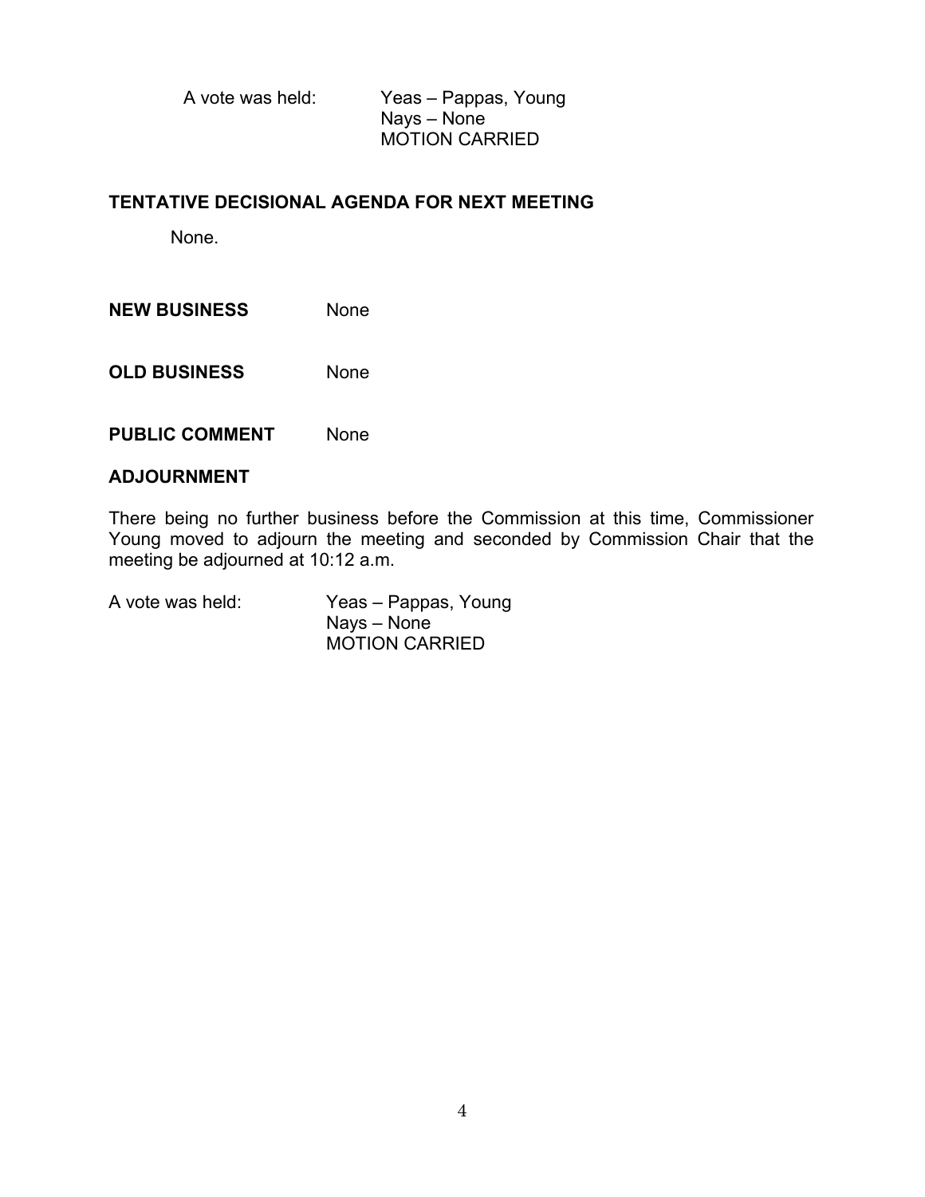A vote was held: Yeas – Pappas, Young
Nays – None
MOTION CARRIED

**TENTATIVE DECISIONAL AGENDA FOR NEXT MEETING**

None.

**NEW BUSINESS** None

**OLD BUSINESS** None

**PUBLIC COMMENT** None

**ADJOURNMENT**

There being no further business before the Commission at this time, Commissioner Young moved to adjourn the meeting and seconded by Commission Chair that the meeting be adjourned at 10:12 a.m.

A vote was held: Yeas – Pappas, Young
Nays – None
MOTION CARRIED